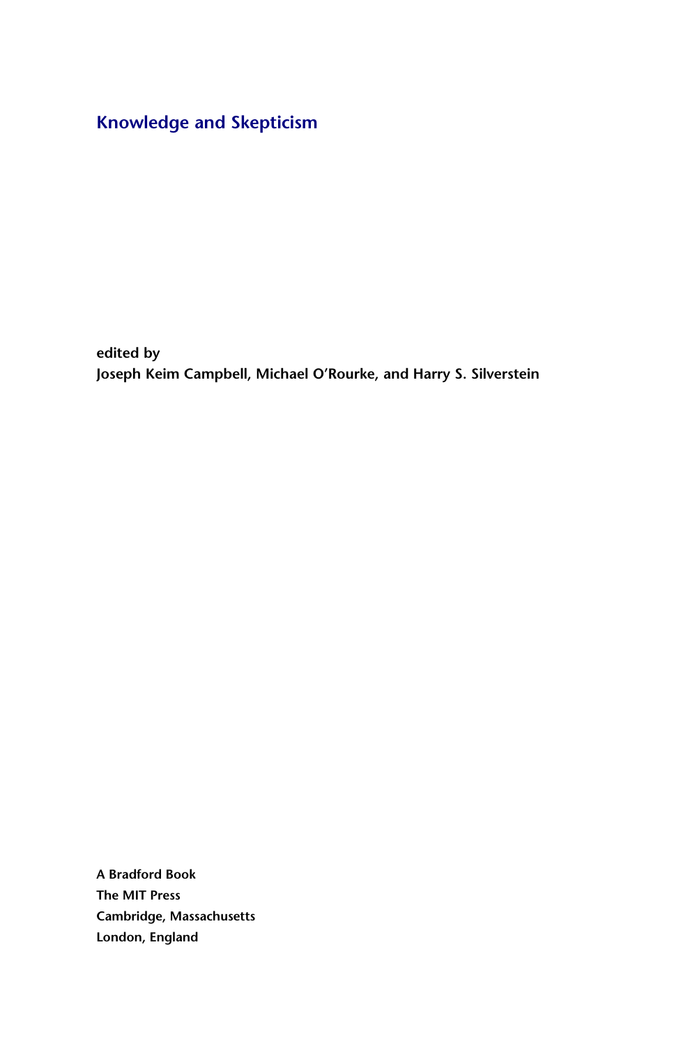# Knowledge and Skepticism

**edited by**
**Joseph Keim Campbell, Michael O'Rourke, and Harry S. Silverstein**

**A Bradford Book**
**The MIT Press**
**Cambridge, Massachusetts**
**London, England**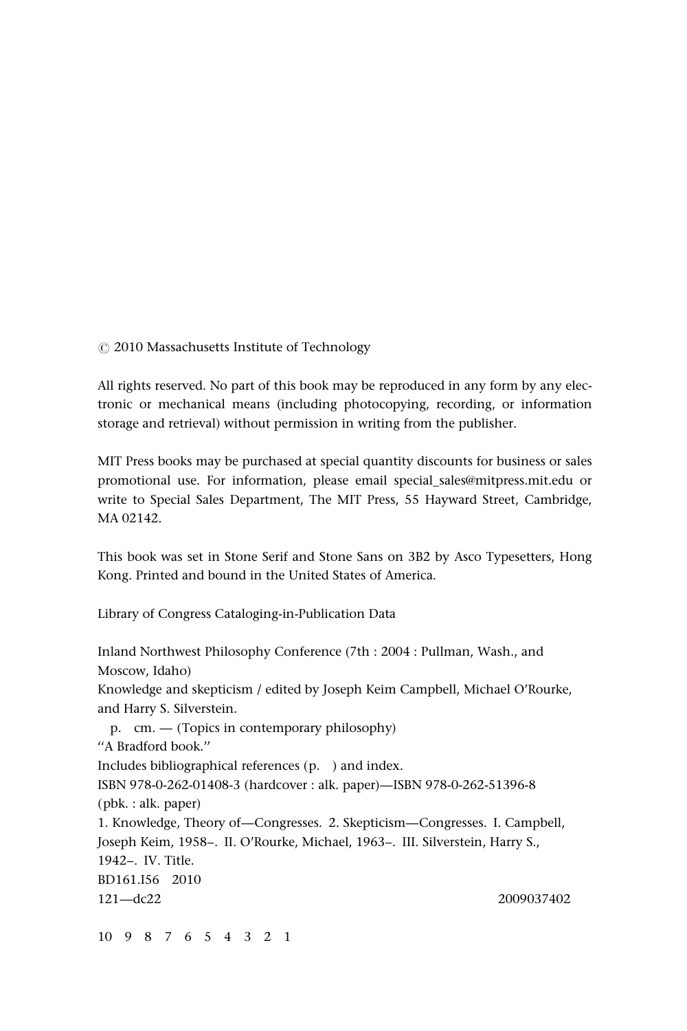© 2010 Massachusetts Institute of Technology

All rights reserved. No part of this book may be reproduced in any form by any electronic or mechanical means (including photocopying, recording, or information storage and retrieval) without permission in writing from the publisher.

MIT Press books may be purchased at special quantity discounts for business or sales promotional use. For information, please email special_sales@mitpress.mit.edu or write to Special Sales Department, The MIT Press, 55 Hayward Street, Cambridge, MA 02142.

This book was set in Stone Serif and Stone Sans on 3B2 by Asco Typesetters, Hong Kong. Printed and bound in the United States of America.

Library of Congress Cataloging-in-Publication Data

Inland Northwest Philosophy Conference (7th : 2004 : Pullman, Wash., and Moscow, Idaho)
Knowledge and skepticism / edited by Joseph Keim Campbell, Michael O'Rourke, and Harry S. Silverstein.
p. cm. — (Topics in contemporary philosophy)
"A Bradford book."
Includes bibliographical references (p. ) and index.
ISBN 978-0-262-01408-3 (hardcover : alk. paper)—ISBN 978-0-262-51396-8 (pbk. : alk. paper)
1. Knowledge, Theory of—Congresses. 2. Skepticism—Congresses. I. Campbell, Joseph Keim, 1958–. II. O'Rourke, Michael, 1963–. III. Silverstein, Harry S., 1942–. IV. Title.
BD161.I56 2010
121—dc22 2009037402

10 9 8 7 6 5 4 3 2 1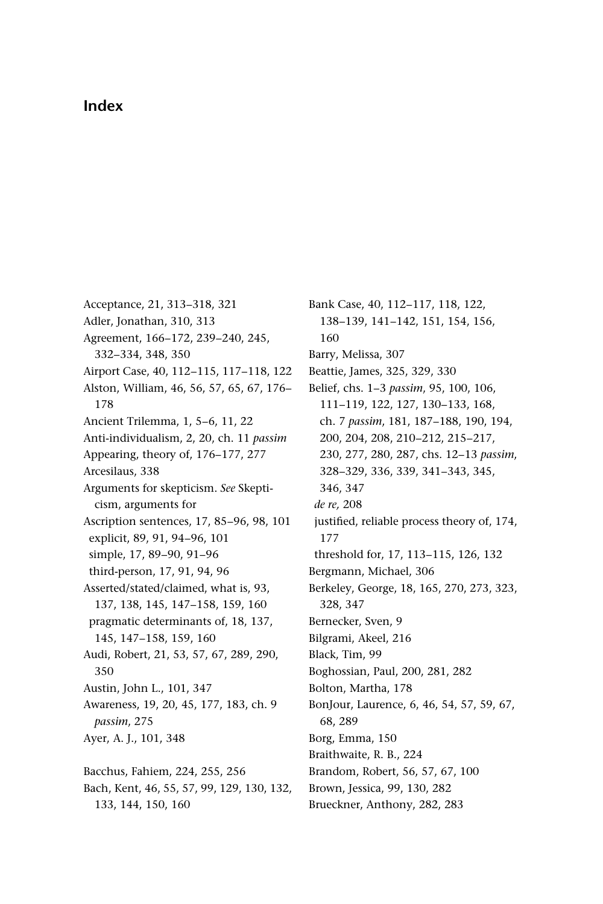# Index

Acceptance, 21, 313–318, 321
Adler, Jonathan, 310, 313
Agreement, 166–172, 239–240, 245, 332–334, 348, 350
Airport Case, 40, 112–115, 117–118, 122
Alston, William, 46, 56, 57, 65, 67, 176–178
Ancient Trilemma, 1, 5–6, 11, 22
Anti-individualism, 2, 20, ch. 11 *passim*
Appearing, theory of, 176–177, 277
Arcesilaus, 338
Arguments for skepticism. *See* Skepticism, arguments for
Ascription sentences, 17, 85–96, 98, 101
  explicit, 89, 91, 94–96, 101
  simple, 17, 89–90, 91–96
  third-person, 17, 91, 94, 96
Asserted/stated/claimed, what is, 93, 137, 138, 145, 147–158, 159, 160
  pragmatic determinants of, 18, 137, 145, 147–158, 159, 160
Audi, Robert, 21, 53, 57, 67, 289, 290, 350
Austin, John L., 101, 347
Awareness, 19, 20, 45, 177, 183, ch. 9 *passim*, 275
Ayer, A. J., 101, 348

Bacchus, Fahiem, 224, 255, 256
Bach, Kent, 46, 55, 57, 99, 129, 130, 132, 133, 144, 150, 160
Bank Case, 40, 112–117, 118, 122, 138–139, 141–142, 151, 154, 156, 160
Barry, Melissa, 307
Beattie, James, 325, 329, 330
Belief, chs. 1–3 *passim*, 95, 100, 106, 111–119, 122, 127, 130–133, 168, ch. 7 *passim*, 181, 187–188, 190, 194, 200, 204, 208, 210–212, 215–217, 230, 277, 280, 287, chs. 12–13 *passim*, 328–329, 336, 339, 341–343, 345, 346, 347
  *de re,* 208
  justified, reliable process theory of, 174, 177
  threshold for, 17, 113–115, 126, 132
Bergmann, Michael, 306
Berkeley, George, 18, 165, 270, 273, 323, 328, 347
Bernecker, Sven, 9
Bilgrami, Akeel, 216
Black, Tim, 99
Boghossian, Paul, 200, 281, 282
Bolton, Martha, 178
BonJour, Laurence, 6, 46, 54, 57, 59, 67, 68, 289
Borg, Emma, 150
Braithwaite, R. B., 224
Brandom, Robert, 56, 57, 67, 100
Brown, Jessica, 99, 130, 282
Brueckner, Anthony, 282, 283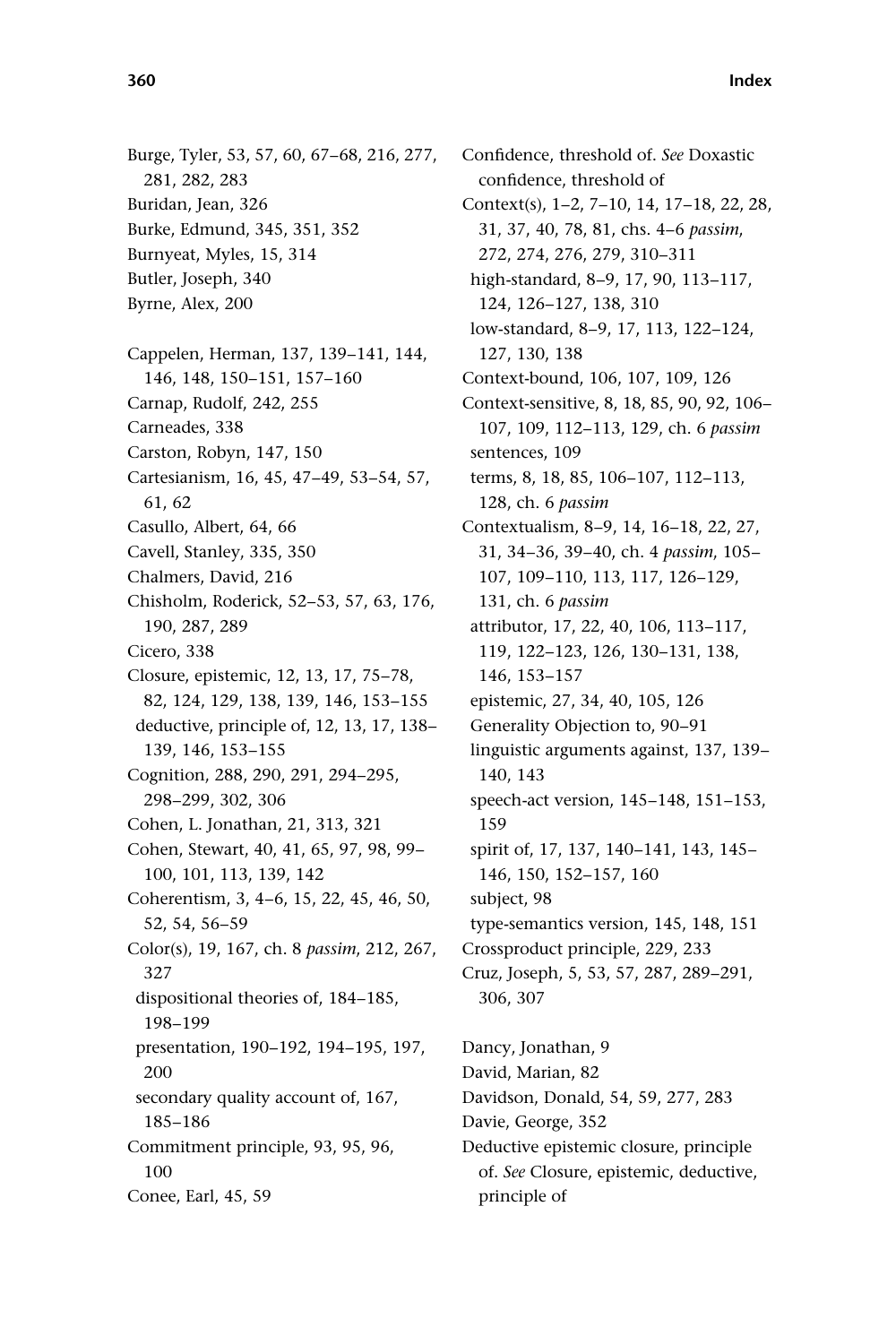Burge, Tyler, 53, 57, 60, 67–68, 216, 277, 281, 282, 283
Buridan, Jean, 326
Burke, Edmund, 345, 351, 352
Burnyeat, Myles, 15, 314
Butler, Joseph, 340
Byrne, Alex, 200

Cappelen, Herman, 137, 139–141, 144, 146, 148, 150–151, 157–160
Carnap, Rudolf, 242, 255
Carneades, 338
Carston, Robyn, 147, 150
Cartesianism, 16, 45, 47–49, 53–54, 57, 61, 62
Casullo, Albert, 64, 66
Cavell, Stanley, 335, 350
Chalmers, David, 216
Chisholm, Roderick, 52–53, 57, 63, 176, 190, 287, 289
Cicero, 338
Closure, epistemic, 12, 13, 17, 75–78, 82, 124, 129, 138, 139, 146, 153–155
  deductive, principle of, 12, 13, 17, 138–139, 146, 153–155
Cognition, 288, 290, 291, 294–295, 298–299, 302, 306
Cohen, L. Jonathan, 21, 313, 321
Cohen, Stewart, 40, 41, 65, 97, 98, 99–100, 101, 113, 139, 142
Coherentism, 3, 4–6, 15, 22, 45, 46, 50, 52, 54, 56–59
Color(s), 19, 167, ch. 8 *passim*, 212, 267, 327
  dispositional theories of, 184–185, 198–199
  presentation, 190–192, 194–195, 197, 200
  secondary quality account of, 167, 185–186
Commitment principle, 93, 95, 96, 100
Conee, Earl, 45, 59

Confidence, threshold of. *See* Doxastic confidence, threshold of
Context(s), 1–2, 7–10, 14, 17–18, 22, 28, 31, 37, 40, 78, 81, chs. 4–6 *passim*, 272, 274, 276, 279, 310–311
  high-standard, 8–9, 17, 90, 113–117, 124, 126–127, 138, 310
  low-standard, 8–9, 17, 113, 122–124, 127, 130, 138
Context-bound, 106, 107, 109, 126
Context-sensitive, 8, 18, 85, 90, 92, 106–107, 109, 112–113, 129, ch. 6 *passim*
  sentences, 109
  terms, 8, 18, 85, 106–107, 112–113, 128, ch. 6 *passim*
Contextualism, 8–9, 14, 16–18, 22, 27, 31, 34–36, 39–40, ch. 4 *passim*, 105–107, 109–110, 113, 117, 126–129, 131, ch. 6 *passim*
  attributor, 17, 22, 40, 106, 113–117, 119, 122–123, 126, 130–131, 138, 146, 153–157
  epistemic, 27, 34, 40, 105, 126
  Generality Objection to, 90–91
  linguistic arguments against, 137, 139–140, 143
  speech-act version, 145–148, 151–153, 159
  spirit of, 17, 137, 140–141, 143, 145–146, 150, 152–157, 160
  subject, 98
  type-semantics version, 145, 148, 151
Crossproduct principle, 229, 233
Cruz, Joseph, 5, 53, 57, 287, 289–291, 306, 307

Dancy, Jonathan, 9
David, Marian, 82
Davidson, Donald, 54, 59, 277, 283
Davie, George, 352
Deductive epistemic closure, principle of. *See* Closure, epistemic, deductive, principle of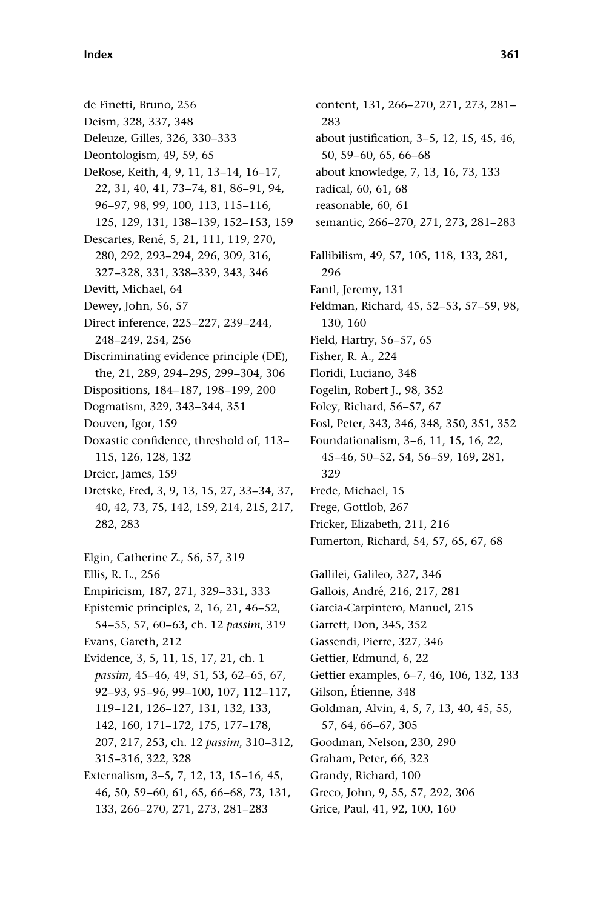de Finetti, Bruno, 256
Deism, 328, 337, 348
Deleuze, Gilles, 326, 330–333
Deontologism, 49, 59, 65
DeRose, Keith, 4, 9, 11, 13–14, 16–17, 22, 31, 40, 41, 73–74, 81, 86–91, 94, 96–97, 98, 99, 100, 113, 115–116, 125, 129, 131, 138–139, 152–153, 159
Descartes, René, 5, 21, 111, 119, 270, 280, 292, 293–294, 296, 309, 316, 327–328, 331, 338–339, 343, 346
Devitt, Michael, 64
Dewey, John, 56, 57
Direct inference, 225–227, 239–244, 248–249, 254, 256
Discriminating evidence principle (DE), the, 21, 289, 294–295, 299–304, 306
Dispositions, 184–187, 198–199, 200
Dogmatism, 329, 343–344, 351
Douven, Igor, 159
Doxastic confidence, threshold of, 113–115, 126, 128, 132
Dreier, James, 159
Dretske, Fred, 3, 9, 13, 15, 27, 33–34, 37, 40, 42, 73, 75, 142, 159, 214, 215, 217, 282, 283

Elgin, Catherine Z., 56, 57, 319
Ellis, R. L., 256
Empiricism, 187, 271, 329–331, 333
Epistemic principles, 2, 16, 21, 46–52, 54–55, 57, 60–63, ch. 12 *passim*, 319
Evans, Gareth, 212
Evidence, 3, 5, 11, 15, 17, 21, ch. 1 *passim*, 45–46, 49, 51, 53, 62–65, 67, 92–93, 95–96, 99–100, 107, 112–117, 119–121, 126–127, 131, 132, 133, 142, 160, 171–172, 175, 177–178, 207, 217, 253, ch. 12 *passim*, 310–312, 315–316, 322, 328
Externalism, 3–5, 7, 12, 13, 15–16, 45, 46, 50, 59–60, 61, 65, 66–68, 73, 131, 133, 266–270, 271, 273, 281–283
content, 131, 266–270, 271, 273, 281–283
about justification, 3–5, 12, 15, 45, 46, 50, 59–60, 65, 66–68
about knowledge, 7, 13, 16, 73, 133
radical, 60, 61, 68
reasonable, 60, 61
semantic, 266–270, 271, 273, 281–283

Fallibilism, 49, 57, 105, 118, 133, 281, 296
Fantl, Jeremy, 131
Feldman, Richard, 45, 52–53, 57–59, 98, 130, 160
Field, Hartry, 56–57, 65
Fisher, R. A., 224
Floridi, Luciano, 348
Fogelin, Robert J., 98, 352
Foley, Richard, 56–57, 67
Fosl, Peter, 343, 346, 348, 350, 351, 352
Foundationalism, 3–6, 11, 15, 16, 22, 45–46, 50–52, 54, 56–59, 169, 281, 329
Frede, Michael, 15
Frege, Gottlob, 267
Fricker, Elizabeth, 211, 216
Fumerton, Richard, 54, 57, 65, 67, 68

Gallilei, Galileo, 327, 346
Gallois, André, 216, 217, 281
Garcia-Carpintero, Manuel, 215
Garrett, Don, 345, 352
Gassendi, Pierre, 327, 346
Gettier, Edmund, 6, 22
Gettier examples, 6–7, 46, 106, 132, 133
Gilson, Étienne, 348
Goldman, Alvin, 4, 5, 7, 13, 40, 45, 55, 57, 64, 66–67, 305
Goodman, Nelson, 230, 290
Graham, Peter, 66, 323
Grandy, Richard, 100
Greco, John, 9, 55, 57, 292, 306
Grice, Paul, 41, 92, 100, 160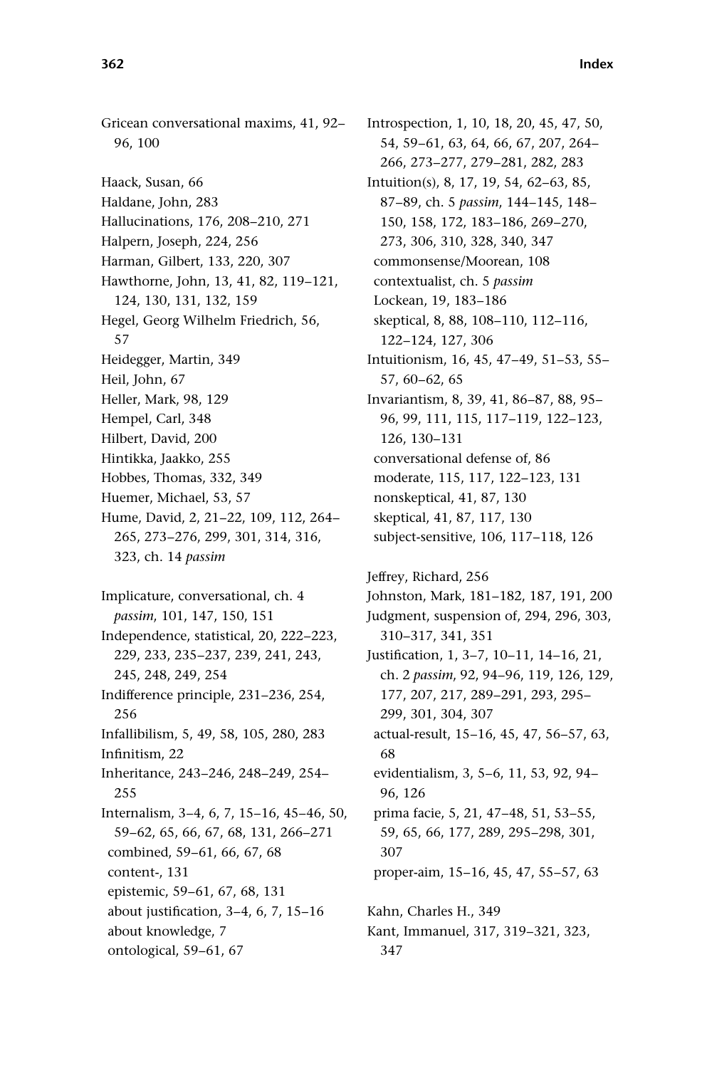Gricean conversational maxims, 41, 92–96, 100

Haack, Susan, 66
Haldane, John, 283
Hallucinations, 176, 208–210, 271
Halpern, Joseph, 224, 256
Harman, Gilbert, 133, 220, 307
Hawthorne, John, 13, 41, 82, 119–121, 124, 130, 131, 132, 159
Hegel, Georg Wilhelm Friedrich, 56, 57
Heidegger, Martin, 349
Heil, John, 67
Heller, Mark, 98, 129
Hempel, Carl, 348
Hilbert, David, 200
Hintikka, Jaakko, 255
Hobbes, Thomas, 332, 349
Huemer, Michael, 53, 57
Hume, David, 2, 21–22, 109, 112, 264–265, 273–276, 299, 301, 314, 316, 323, ch. 14 *passim*

Implicature, conversational, ch. 4 *passim*, 101, 147, 150, 151
Independence, statistical, 20, 222–223, 229, 233, 235–237, 239, 241, 243, 245, 248, 249, 254
Indifference principle, 231–236, 254, 256
Infallibilism, 5, 49, 58, 105, 280, 283
Infinitism, 22
Inheritance, 243–246, 248–249, 254–255
Internalism, 3–4, 6, 7, 15–16, 45–46, 50, 59–62, 65, 66, 67, 68, 131, 266–271
  combined, 59–61, 66, 67, 68
  content-, 131
  epistemic, 59–61, 67, 68, 131
  about justification, 3–4, 6, 7, 15–16
  about knowledge, 7
  ontological, 59–61, 67

Introspection, 1, 10, 18, 20, 45, 47, 50, 54, 59–61, 63, 64, 66, 67, 207, 264–266, 273–277, 279–281, 282, 283
Intuition(s), 8, 17, 19, 54, 62–63, 85, 87–89, ch. 5 *passim*, 144–145, 148–150, 158, 172, 183–186, 269–270, 273, 306, 310, 328, 340, 347
  commonsense/Moorean, 108
  contextualist, ch. 5 *passim*
  Lockean, 19, 183–186
  skeptical, 8, 88, 108–110, 112–116, 122–124, 127, 306
Intuitionism, 16, 45, 47–49, 51–53, 55–57, 60–62, 65
Invariantism, 8, 39, 41, 86–87, 88, 95–96, 99, 111, 115, 117–119, 122–123, 126, 130–131
  conversational defense of, 86
  moderate, 115, 117, 122–123, 131
  nonskeptical, 41, 87, 130
  skeptical, 41, 87, 117, 130
  subject-sensitive, 106, 117–118, 126

Jeffrey, Richard, 256
Johnston, Mark, 181–182, 187, 191, 200
Judgment, suspension of, 294, 296, 303, 310–317, 341, 351
Justification, 1, 3–7, 10–11, 14–16, 21, ch. 2 *passim*, 92, 94–96, 119, 126, 129, 177, 207, 217, 289–291, 293, 295–299, 301, 304, 307
  actual-result, 15–16, 45, 47, 56–57, 63, 68
  evidentialism, 3, 5–6, 11, 53, 92, 94–96, 126
  prima facie, 5, 21, 47–48, 51, 53–55, 59, 65, 66, 177, 289, 295–298, 301, 307
  proper-aim, 15–16, 45, 47, 55–57, 63

Kahn, Charles H., 349
Kant, Immanuel, 317, 319–321, 323, 347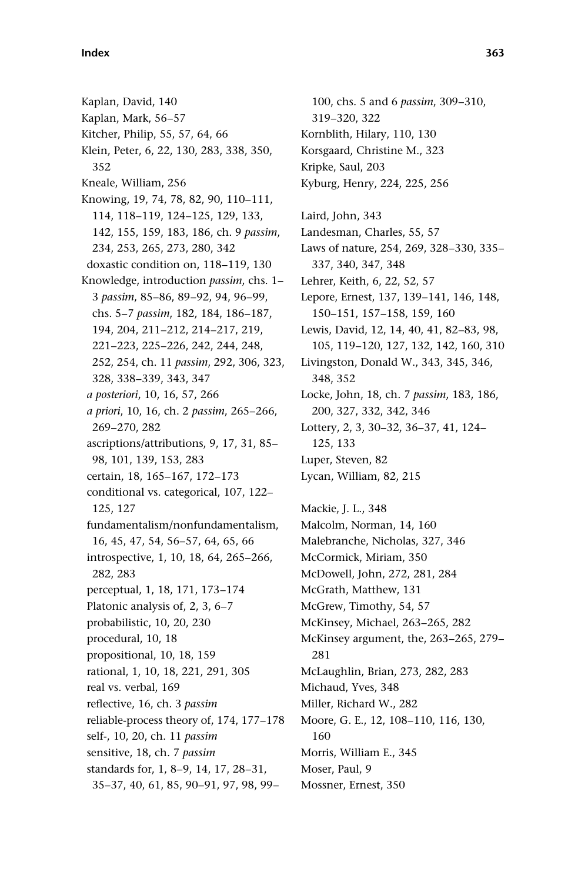Kaplan, David, 140
Kaplan, Mark, 56–57
Kitcher, Philip, 55, 57, 64, 66
Klein, Peter, 6, 22, 130, 283, 338, 350, 352
Kneale, William, 256
Knowing, 19, 74, 78, 82, 90, 110–111, 114, 118–119, 124–125, 129, 133, 142, 155, 159, 183, 186, ch. 9 *passim*, 234, 253, 265, 273, 280, 342
  doxastic condition on, 118–119, 130
Knowledge, introduction *passim*, chs. 1–3 *passim*, 85–86, 89–92, 94, 96–99, chs. 5–7 *passim*, 182, 184, 186–187, 194, 204, 211–212, 214–217, 219, 221–223, 225–226, 242, 244, 248, 252, 254, ch. 11 *passim*, 292, 306, 323, 328, 338–339, 343, 347
  *a posteriori*, 10, 16, 57, 266
  *a priori*, 10, 16, ch. 2 *passim*, 265–266, 269–270, 282
  ascriptions/attributions, 9, 17, 31, 85–98, 101, 139, 153, 283
  certain, 18, 165–167, 172–173
  conditional vs. categorical, 107, 122–125, 127
  fundamentalism/nonfundamentalism, 16, 45, 47, 54, 56–57, 64, 65, 66
  introspective, 1, 10, 18, 64, 265–266, 282, 283
  perceptual, 1, 18, 171, 173–174
  Platonic analysis of, 2, 3, 6–7
  probabilistic, 10, 20, 230
  procedural, 10, 18
  propositional, 10, 18, 159
  rational, 1, 10, 18, 221, 291, 305
  real vs. verbal, 169
  reflective, 16, ch. 3 *passim*
  reliable-process theory of, 174, 177–178
  self-, 10, 20, ch. 11 *passim*
  sensitive, 18, ch. 7 *passim*
  standards for, 1, 8–9, 14, 17, 28–31, 35–37, 40, 61, 85, 90–91, 97, 98, 99–100, chs. 5 and 6 *passim*, 309–310, 319–320, 322
Kornblith, Hilary, 110, 130
Korsgaard, Christine M., 323
Kripke, Saul, 203
Kyburg, Henry, 224, 225, 256

Laird, John, 343
Landesman, Charles, 55, 57
Laws of nature, 254, 269, 328–330, 335–337, 340, 347, 348
Lehrer, Keith, 6, 22, 52, 57
Lepore, Ernest, 137, 139–141, 146, 148, 150–151, 157–158, 159, 160
Lewis, David, 12, 14, 40, 41, 82–83, 98, 105, 119–120, 127, 132, 142, 160, 310
Livingston, Donald W., 343, 345, 346, 348, 352
Locke, John, 18, ch. 7 *passim*, 183, 186, 200, 327, 332, 342, 346
Lottery, 2, 3, 30–32, 36–37, 41, 124–125, 133
Luper, Steven, 82
Lycan, William, 82, 215

Mackie, J. L., 348
Malcolm, Norman, 14, 160
Malebranche, Nicholas, 327, 346
McCormick, Miriam, 350
McDowell, John, 272, 281, 284
McGrath, Matthew, 131
McGrew, Timothy, 54, 57
McKinsey, Michael, 263–265, 282
McKinsey argument, the, 263–265, 279–281
McLaughlin, Brian, 273, 282, 283
Michaud, Yves, 348
Miller, Richard W., 282
Moore, G. E., 12, 108–110, 116, 130, 160
Morris, William E., 345
Moser, Paul, 9
Mossner, Ernest, 350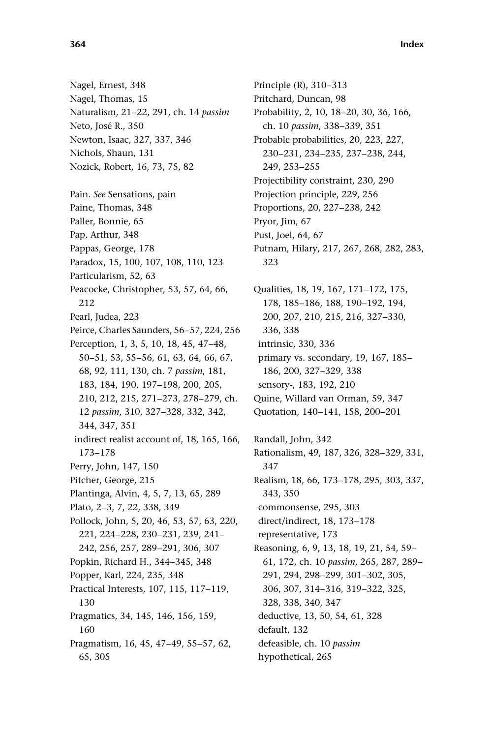Nagel, Ernest, 348
Nagel, Thomas, 15
Naturalism, 21–22, 291, ch. 14 *passim*
Neto, José R., 350
Newton, Isaac, 327, 337, 346
Nichols, Shaun, 131
Nozick, Robert, 16, 73, 75, 82

Pain. *See* Sensations, pain
Paine, Thomas, 348
Paller, Bonnie, 65
Pap, Arthur, 348
Pappas, George, 178
Paradox, 15, 100, 107, 108, 110, 123
Particularism, 52, 63
Peacocke, Christopher, 53, 57, 64, 66, 212
Pearl, Judea, 223
Peirce, Charles Saunders, 56–57, 224, 256
Perception, 1, 3, 5, 10, 18, 45, 47–48, 50–51, 53, 55–56, 61, 63, 64, 66, 67, 68, 92, 111, 130, ch. 7 *passim*, 181, 183, 184, 190, 197–198, 200, 205, 210, 212, 215, 271–273, 278–279, ch. 12 *passim*, 310, 327–328, 332, 342, 344, 347, 351
  indirect realist account of, 18, 165, 166, 173–178
Perry, John, 147, 150
Pitcher, George, 215
Plantinga, Alvin, 4, 5, 7, 13, 65, 289
Plato, 2–3, 7, 22, 338, 349
Pollock, John, 5, 20, 46, 53, 57, 63, 220, 221, 224–228, 230–231, 239, 241–242, 256, 257, 289–291, 306, 307
Popkin, Richard H., 344–345, 348
Popper, Karl, 224, 235, 348
Practical Interests, 107, 115, 117–119, 130
Pragmatics, 34, 145, 146, 156, 159, 160
Pragmatism, 16, 45, 47–49, 55–57, 62, 65, 305
Principle (R), 310–313
Pritchard, Duncan, 98
Probability, 2, 10, 18–20, 30, 36, 166, ch. 10 *passim*, 338–339, 351
Probable probabilities, 20, 223, 227, 230–231, 234–235, 237–238, 244, 249, 253–255
Projectibility constraint, 230, 290
Projection principle, 229, 256
Proportions, 20, 227–238, 242
Pryor, Jim, 67
Pust, Joel, 64, 67
Putnam, Hilary, 217, 267, 268, 282, 283, 323

Qualities, 18, 19, 167, 171–172, 175, 178, 185–186, 188, 190–192, 194, 200, 207, 210, 215, 216, 327–330, 336, 338
  intrinsic, 330, 336
  primary vs. secondary, 19, 167, 185–186, 200, 327–329, 338
  sensory-, 183, 192, 210
Quine, Willard van Orman, 59, 347
Quotation, 140–141, 158, 200–201

Randall, John, 342
Rationalism, 49, 187, 326, 328–329, 331, 347
Realism, 18, 66, 173–178, 295, 303, 337, 343, 350
  commonsense, 295, 303
  direct/indirect, 18, 173–178
  representative, 173
Reasoning, 6, 9, 13, 18, 19, 21, 54, 59–61, 172, ch. 10 *passim*, 265, 287, 289–291, 294, 298–299, 301–302, 305, 306, 307, 314–316, 319–322, 325, 328, 338, 340, 347
  deductive, 13, 50, 54, 61, 328
  default, 132
  defeasible, ch. 10 *passim*
  hypothetical, 265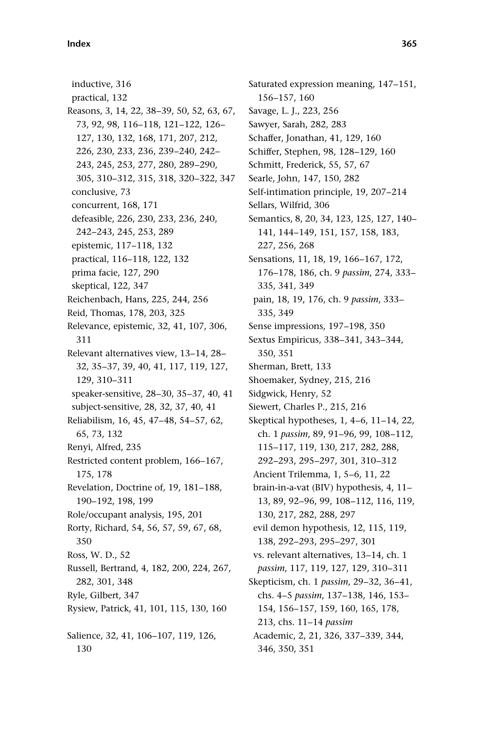inductive, 316
practical, 132
Reasons, 3, 14, 22, 38–39, 50, 52, 63, 67, 73, 92, 98, 116–118, 121–122, 126–127, 130, 132, 168, 171, 207, 212, 226, 230, 233, 236, 239–240, 242–243, 245, 253, 277, 280, 289–290, 305, 310–312, 315, 318, 320–322, 347
conclusive, 73
concurrent, 168, 171
defeasible, 226, 230, 233, 236, 240, 242–243, 245, 253, 289
epistemic, 117–118, 132
practical, 116–118, 122, 132
prima facie, 127, 290
skeptical, 122, 347
Reichenbach, Hans, 225, 244, 256
Reid, Thomas, 178, 203, 325
Relevance, epistemic, 32, 41, 107, 306, 311
Relevant alternatives view, 13–14, 28–32, 35–37, 39, 40, 41, 117, 119, 127, 129, 310–311
speaker-sensitive, 28–30, 35–37, 40, 41
subject-sensitive, 28, 32, 37, 40, 41
Reliabilism, 16, 45, 47–48, 54–57, 62, 65, 73, 132
Renyi, Alfred, 235
Restricted content problem, 166–167, 175, 178
Revelation, Doctrine of, 19, 181–188, 190–192, 198, 199
Role/occupant analysis, 195, 201
Rorty, Richard, 54, 56, 57, 59, 67, 68, 350
Ross, W. D., 52
Russell, Bertrand, 4, 182, 200, 224, 267, 282, 301, 348
Ryle, Gilbert, 347
Rysiew, Patrick, 41, 101, 115, 130, 160

Salience, 32, 41, 106–107, 119, 126, 130
Saturated expression meaning, 147–151, 156–157, 160
Savage, L. J., 223, 256
Sawyer, Sarah, 282, 283
Schaffer, Jonathan, 41, 129, 160
Schiffer, Stephen, 98, 128–129, 160
Schmitt, Frederick, 55, 57, 67
Searle, John, 147, 150, 282
Self-intimation principle, 19, 207–214
Sellars, Wilfrid, 306
Semantics, 8, 20, 34, 123, 125, 127, 140–141, 144–149, 151, 157, 158, 183, 227, 256, 268
Sensations, 11, 18, 19, 166–167, 172, 176–178, 186, ch. 9 *passim*, 274, 333–335, 341, 349
pain, 18, 19, 176, ch. 9 *passim*, 333–335, 349
Sense impressions, 197–198, 350
Sextus Empiricus, 338–341, 343–344, 350, 351
Sherman, Brett, 133
Shoemaker, Sydney, 215, 216
Sidgwick, Henry, 52
Siewert, Charles P., 215, 216
Skeptical hypotheses, 1, 4–6, 11–14, 22, ch. 1 *passim*, 89, 91–96, 99, 108–112, 115–117, 119, 130, 217, 282, 288, 292–293, 295–297, 301, 310–312
Ancient Trilemma, 1, 5–6, 11, 22
brain-in-a-vat (BIV) hypothesis, 4, 11–13, 89, 92–96, 99, 108–112, 116, 119, 130, 217, 282, 288, 297
evil demon hypothesis, 12, 115, 119, 138, 292–293, 295–297, 301
vs. relevant alternatives, 13–14, ch. 1 *passim*, 117, 119, 127, 129, 310–311
Skepticism, ch. 1 *passim*, 29–32, 36–41, chs. 4–5 *passim*, 137–138, 146, 153–154, 156–157, 159, 160, 165, 178, 213, chs. 11–14 *passim*
Academic, 2, 21, 326, 337–339, 344, 346, 350, 351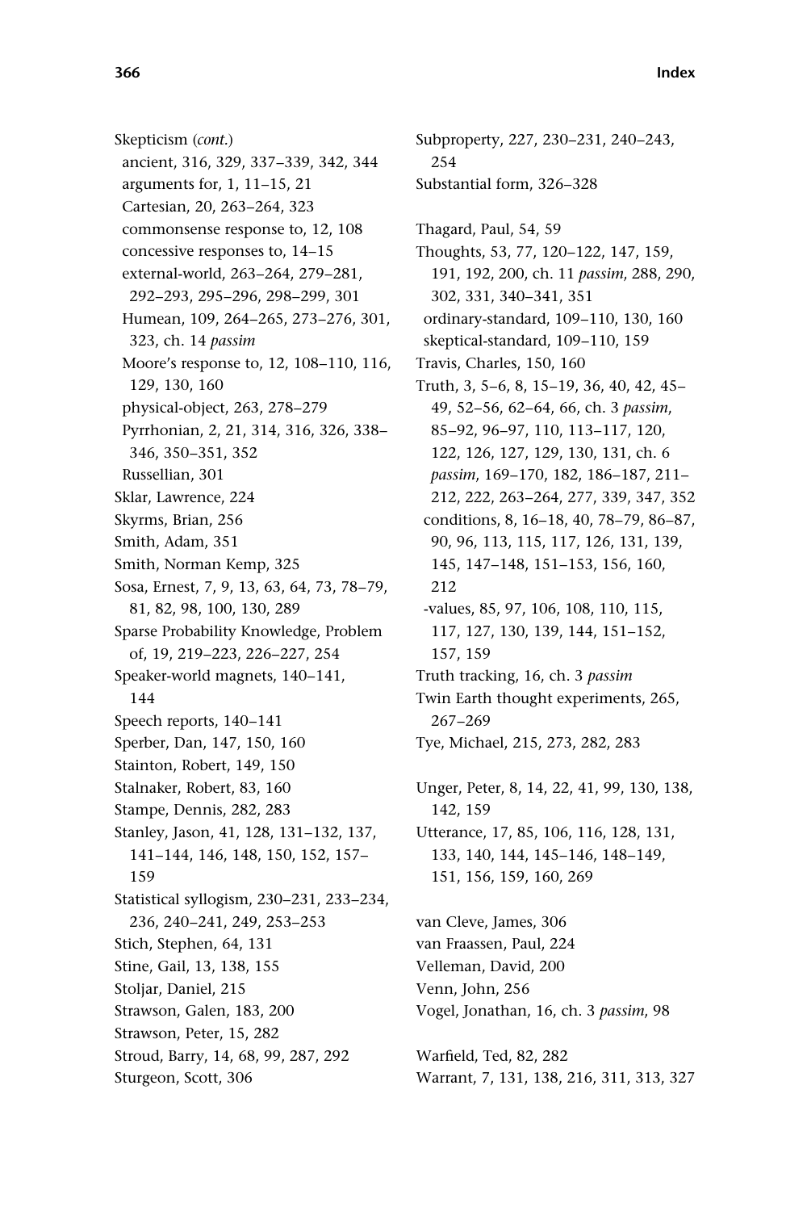Skepticism (*cont.*)
  ancient, 316, 329, 337–339, 342, 344
  arguments for, 1, 11–15, 21
  Cartesian, 20, 263–264, 323
  commonsense response to, 12, 108
  concessive responses to, 14–15
  external-world, 263–264, 279–281, 292–293, 295–296, 298–299, 301
  Humean, 109, 264–265, 273–276, 301, 323, ch. 14 *passim*
  Moore's response to, 12, 108–110, 116, 129, 130, 160
  physical-object, 263, 278–279
  Pyrrhonian, 2, 21, 314, 316, 326, 338–346, 350–351, 352
  Russellian, 301
Sklar, Lawrence, 224
Skyrms, Brian, 256
Smith, Adam, 351
Smith, Norman Kemp, 325
Sosa, Ernest, 7, 9, 13, 63, 64, 73, 78–79, 81, 82, 98, 100, 130, 289
Sparse Probability Knowledge, Problem of, 19, 219–223, 226–227, 254
Speaker-world magnets, 140–141, 144
Speech reports, 140–141
Sperber, Dan, 147, 150, 160
Stainton, Robert, 149, 150
Stalnaker, Robert, 83, 160
Stampe, Dennis, 282, 283
Stanley, Jason, 41, 128, 131–132, 137, 141–144, 146, 148, 150, 152, 157–159
Statistical syllogism, 230–231, 233–234, 236, 240–241, 249, 253–253
Stich, Stephen, 64, 131
Stine, Gail, 13, 138, 155
Stoljar, Daniel, 215
Strawson, Galen, 183, 200
Strawson, Peter, 15, 282
Stroud, Barry, 14, 68, 99, 287, 292
Sturgeon, Scott, 306
Subproperty, 227, 230–231, 240–243, 254
Substantial form, 326–328

Thagard, Paul, 54, 59
Thoughts, 53, 77, 120–122, 147, 159, 191, 192, 200, ch. 11 *passim*, 288, 290, 302, 331, 340–341, 351
  ordinary-standard, 109–110, 130, 160
  skeptical-standard, 109–110, 159
Travis, Charles, 150, 160
Truth, 3, 5–6, 8, 15–19, 36, 40, 42, 45–49, 52–56, 62–64, 66, ch. 3 *passim*, 85–92, 96–97, 110, 113–117, 120, 122, 126, 127, 129, 130, 131, ch. 6 *passim*, 169–170, 182, 186–187, 211–212, 222, 263–264, 277, 339, 347, 352
  conditions, 8, 16–18, 40, 78–79, 86–87, 90, 96, 113, 115, 117, 126, 131, 139, 145, 147–148, 151–153, 156, 160, 212
  -values, 85, 97, 106, 108, 110, 115, 117, 127, 130, 139, 144, 151–152, 157, 159
Truth tracking, 16, ch. 3 *passim*
Twin Earth thought experiments, 265, 267–269
Tye, Michael, 215, 273, 282, 283

Unger, Peter, 8, 14, 22, 41, 99, 130, 138, 142, 159
Utterance, 17, 85, 106, 116, 128, 131, 133, 140, 144, 145–146, 148–149, 151, 156, 159, 160, 269

van Cleve, James, 306
van Fraassen, Paul, 224
Velleman, David, 200
Venn, John, 256
Vogel, Jonathan, 16, ch. 3 *passim*, 98

Warfield, Ted, 82, 282
Warrant, 7, 131, 138, 216, 311, 313, 327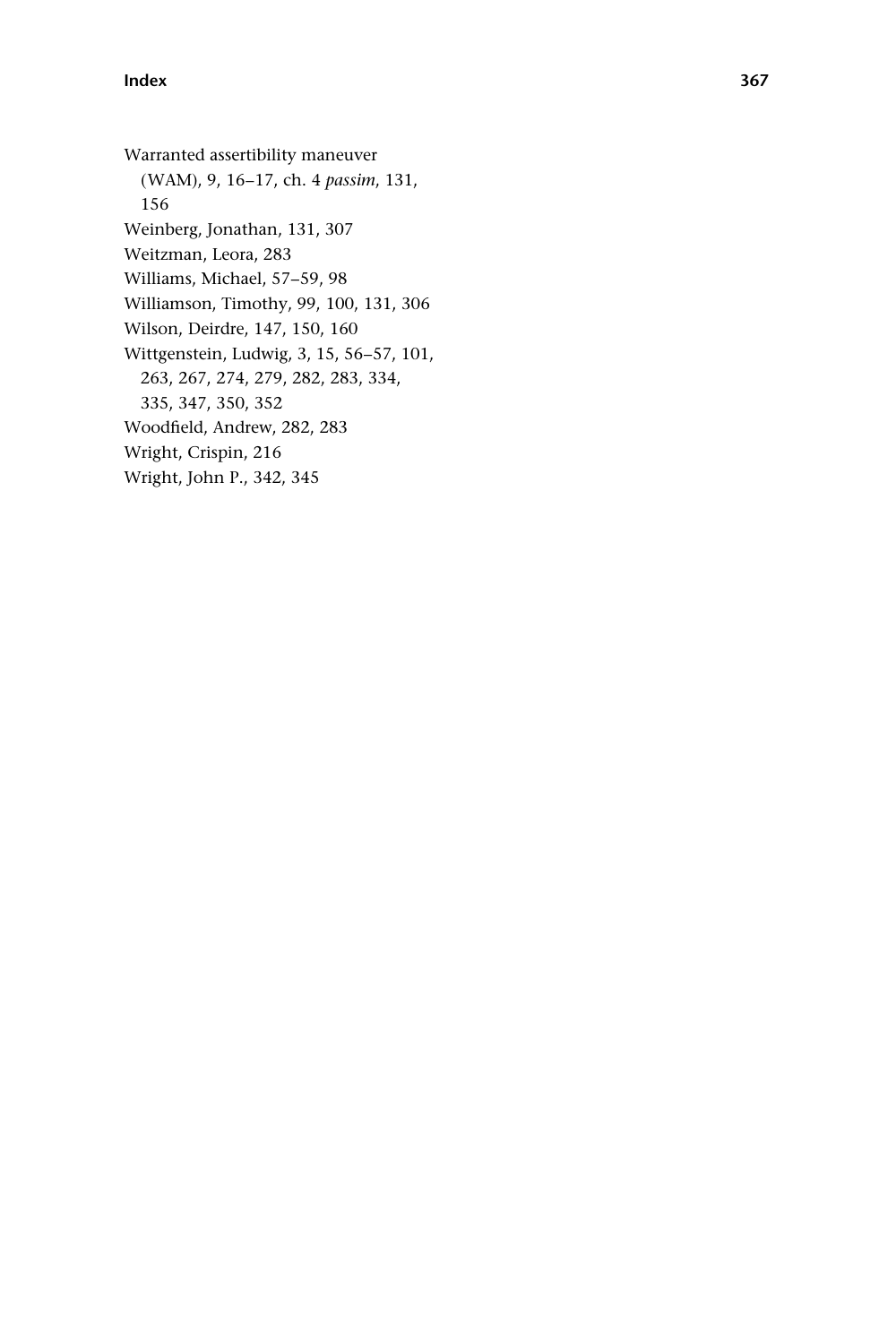Warranted assertibility maneuver (WAM), 9, 16–17, ch. 4 *passim*, 131, 156
Weinberg, Jonathan, 131, 307
Weitzman, Leora, 283
Williams, Michael, 57–59, 98
Williamson, Timothy, 99, 100, 131, 306
Wilson, Deirdre, 147, 150, 160
Wittgenstein, Ludwig, 3, 15, 56–57, 101, 263, 267, 274, 279, 282, 283, 334, 335, 347, 350, 352
Woodfield, Andrew, 282, 283
Wright, Crispin, 216
Wright, John P., 342, 345